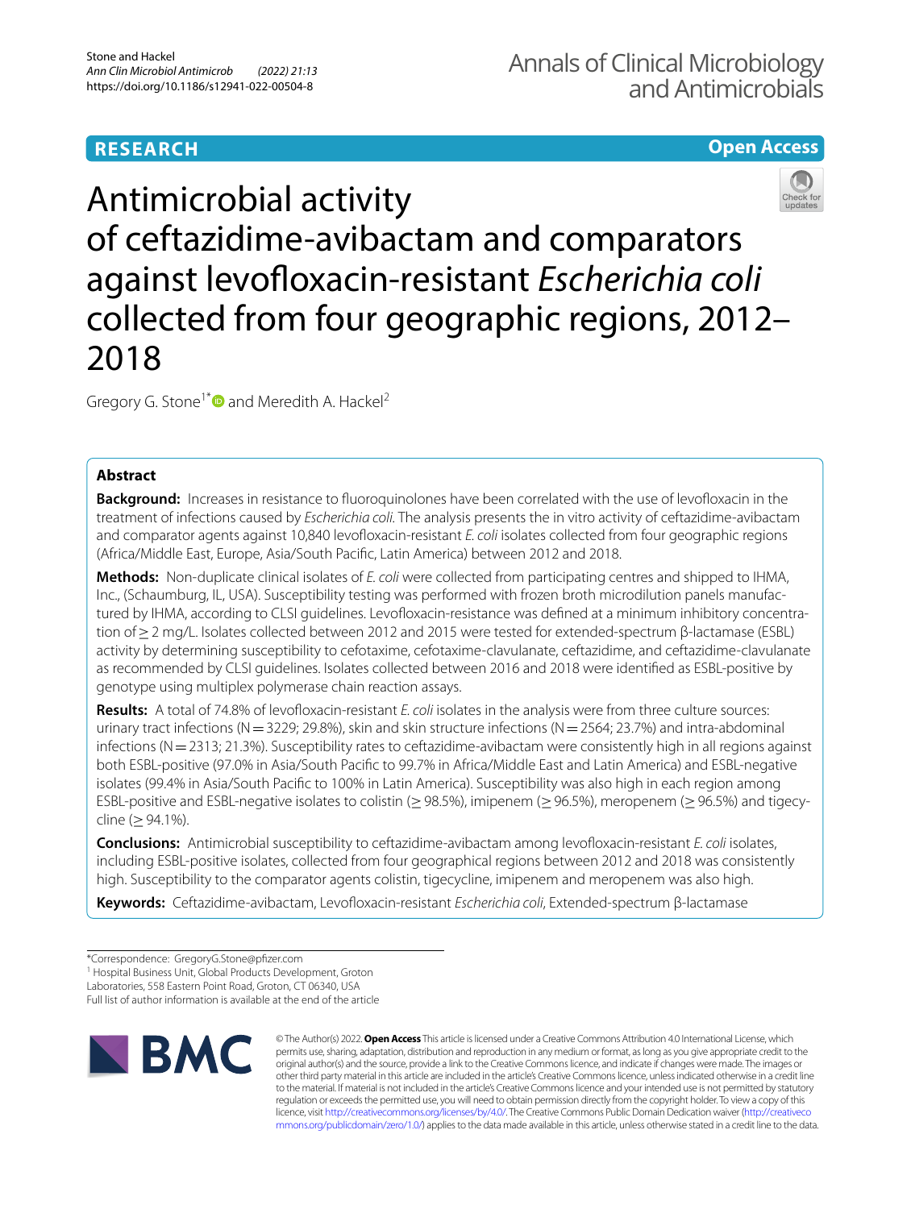RESEARCH

Open Access

# Antimicrobial activity of ceftazidime-avibactam and comparators against levofloxacin-resistant *Escherichia coli* collected from four geographic regions, 2012–2018

Gregory G. Stone[1*] and Meredith A. Hackel[2]

## Abstract

**Background:** Increases in resistance to fluoroquinolones have been correlated with the use of levofloxacin in the treatment of infections caused by *Escherichia coli*. The analysis presents the in vitro activity of ceftazidime-avibactam and comparator agents against 10,840 levofloxacin-resistant *E. coli* isolates collected from four geographic regions (Africa/Middle East, Europe, Asia/South Pacific, Latin America) between 2012 and 2018.

**Methods:** Non-duplicate clinical isolates of *E. coli* were collected from participating centres and shipped to IHMA, Inc., (Schaumburg, IL, USA). Susceptibility testing was performed with frozen broth microdilution panels manufactured by IHMA, according to CLSI guidelines. Levofloxacin-resistance was defined at a minimum inhibitory concentration of ≥ 2 mg/L. Isolates collected between 2012 and 2015 were tested for extended-spectrum β-lactamase (ESBL) activity by determining susceptibility to cefotaxime, cefotaxime-clavulanate, ceftazidime, and ceftazidime-clavulanate as recommended by CLSI guidelines. Isolates collected between 2016 and 2018 were identified as ESBL-positive by genotype using multiplex polymerase chain reaction assays.

**Results:** A total of 74.8% of levofloxacin-resistant *E. coli* isolates in the analysis were from three culture sources: urinary tract infections (N = 3229; 29.8%), skin and skin structure infections (N = 2564; 23.7%) and intra-abdominal infections (N = 2313; 21.3%). Susceptibility rates to ceftazidime-avibactam were consistently high in all regions against both ESBL-positive (97.0% in Asia/South Pacific to 99.7% in Africa/Middle East and Latin America) and ESBL-negative isolates (99.4% in Asia/South Pacific to 100% in Latin America). Susceptibility was also high in each region among ESBL-positive and ESBL-negative isolates to colistin (≥ 98.5%), imipenem (≥ 96.5%), meropenem (≥ 96.5%) and tigecycline (≥ 94.1%).

**Conclusions:** Antimicrobial susceptibility to ceftazidime-avibactam among levofloxacin-resistant *E. coli* isolates, including ESBL-positive isolates, collected from four geographical regions between 2012 and 2018 was consistently high. Susceptibility to the comparator agents colistin, tigecycline, imipenem and meropenem was also high.

**Keywords:** Ceftazidime-avibactam, Levofloxacin-resistant *Escherichia coli*, Extended-spectrum β-lactamase

*Correspondence: GregoryG.Stone@pfizer.com

[1] Hospital Business Unit, Global Products Development, Groton Laboratories, 558 Eastern Point Road, Groton, CT 06340, USA

Full list of author information is available at the end of the article

© The Author(s) 2022. **Open Access** This article is licensed under a Creative Commons Attribution 4.0 International License, which permits use, sharing, adaptation, distribution and reproduction in any medium or format, as long as you give appropriate credit to the original author(s) and the source, provide a link to the Creative Commons licence, and indicate if changes were made. The images or other third party material in this article are included in the article's Creative Commons licence, unless indicated otherwise in a credit line to the material. If material is not included in the article's Creative Commons licence and your intended use is not permitted by statutory regulation or exceeds the permitted use, you will need to obtain permission directly from the copyright holder. To view a copy of this licence, visit http://creativecommons.org/licenses/by/4.0/. The Creative Commons Public Domain Dedication waiver (http://creativecommons.org/publicdomain/zero/1.0/) applies to the data made available in this article, unless otherwise stated in a credit line to the data.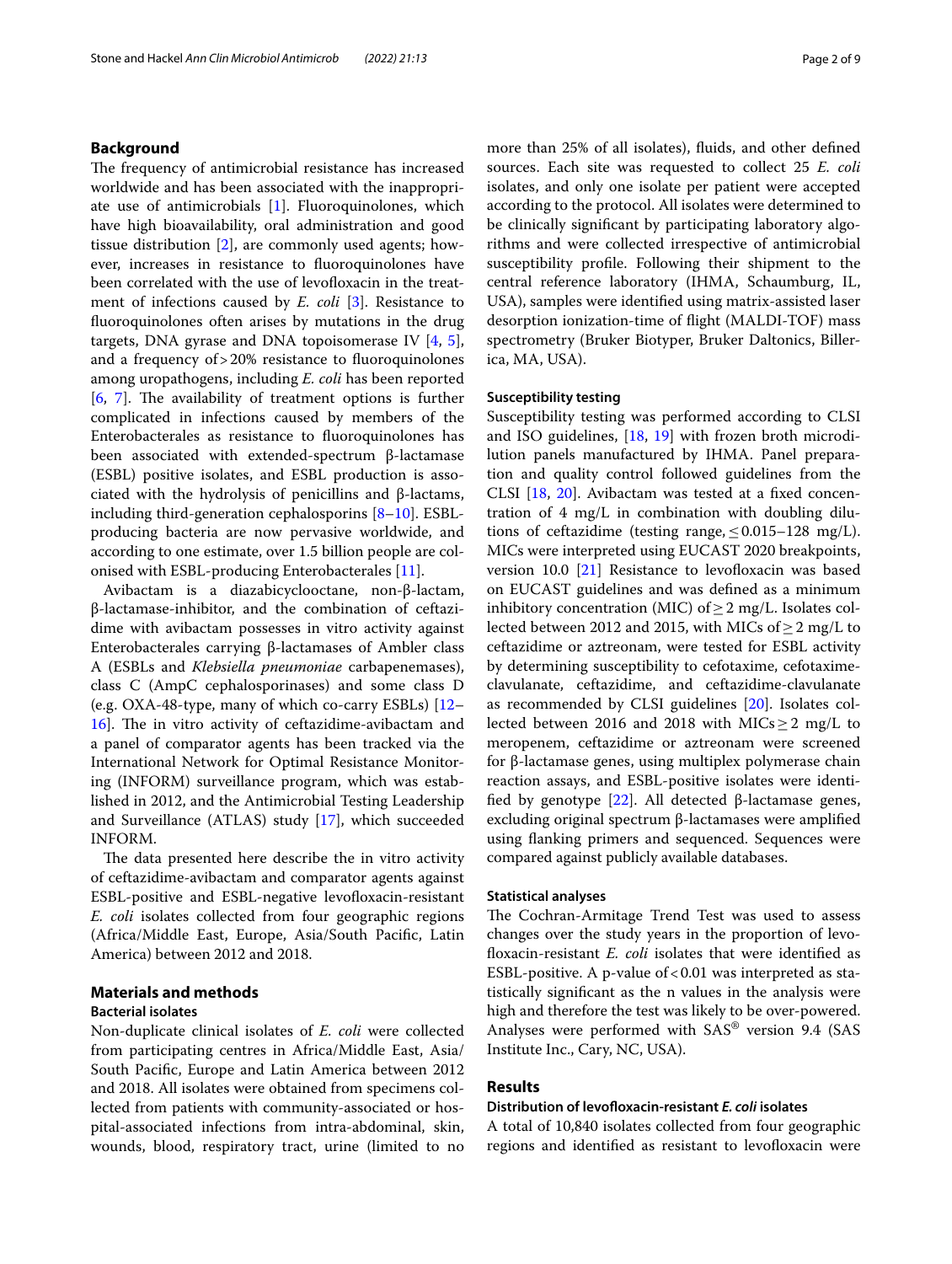## Background

The frequency of antimicrobial resistance has increased worldwide and has been associated with the inappropriate use of antimicrobials [1]. Fluoroquinolones, which have high bioavailability, oral administration and good tissue distribution [2], are commonly used agents; however, increases in resistance to fluoroquinolones have been correlated with the use of levofloxacin in the treatment of infections caused by *E. coli* [3]. Resistance to fluoroquinolones often arises by mutations in the drug targets, DNA gyrase and DNA topoisomerase IV [4, 5], and a frequency of > 20% resistance to fluoroquinolones among uropathogens, including *E. coli* has been reported [6, 7]. The availability of treatment options is further complicated in infections caused by members of the Enterobacterales as resistance to fluoroquinolones has been associated with extended-spectrum β-lactamase (ESBL) positive isolates, and ESBL production is associated with the hydrolysis of penicillins and β-lactams, including third-generation cephalosporins [8–10]. ESBL-producing bacteria are now pervasive worldwide, and according to one estimate, over 1.5 billion people are colonised with ESBL-producing Enterobacterales [11].

Avibactam is a diazabicyclooctane, non-β-lactam, β-lactamase-inhibitor, and the combination of ceftazidime with avibactam possesses in vitro activity against Enterobacterales carrying β-lactamases of Ambler class A (ESBLs and *Klebsiella pneumoniae* carbapenemases), class C (AmpC cephalosporinases) and some class D (e.g. OXA-48-type, many of which co-carry ESBLs) [12–16]. The in vitro activity of ceftazidime-avibactam and a panel of comparator agents has been tracked via the International Network for Optimal Resistance Monitoring (INFORM) surveillance program, which was established in 2012, and the Antimicrobial Testing Leadership and Surveillance (ATLAS) study [17], which succeeded INFORM.

The data presented here describe the in vitro activity of ceftazidime-avibactam and comparator agents against ESBL-positive and ESBL-negative levofloxacin-resistant *E. coli* isolates collected from four geographic regions (Africa/Middle East, Europe, Asia/South Pacific, Latin America) between 2012 and 2018.

## Materials and methods

### Bacterial isolates

Non-duplicate clinical isolates of *E. coli* were collected from participating centres in Africa/Middle East, Asia/South Pacific, Europe and Latin America between 2012 and 2018. All isolates were obtained from specimens collected from patients with community-associated or hospital-associated infections from intra-abdominal, skin, wounds, blood, respiratory tract, urine (limited to no more than 25% of all isolates), fluids, and other defined sources. Each site was requested to collect 25 *E. coli* isolates, and only one isolate per patient were accepted according to the protocol. All isolates were determined to be clinically significant by participating laboratory algorithms and were collected irrespective of antimicrobial susceptibility profile. Following their shipment to the central reference laboratory (IHMA, Schaumburg, IL, USA), samples were identified using matrix-assisted laser desorption ionization-time of flight (MALDI-TOF) mass spectrometry (Bruker Biotyper, Bruker Daltonics, Billerica, MA, USA).

### Susceptibility testing

Susceptibility testing was performed according to CLSI and ISO guidelines, [18, 19] with frozen broth microdilution panels manufactured by IHMA. Panel preparation and quality control followed guidelines from the CLSI [18, 20]. Avibactam was tested at a fixed concentration of 4 mg/L in combination with doubling dilutions of ceftazidime (testing range, ≤ 0.015–128 mg/L). MICs were interpreted using EUCAST 2020 breakpoints, version 10.0 [21] Resistance to levofloxacin was based on EUCAST guidelines and was defined as a minimum inhibitory concentration (MIC) of ≥ 2 mg/L. Isolates collected between 2012 and 2015, with MICs of ≥ 2 mg/L to ceftazidime or aztreonam, were tested for ESBL activity by determining susceptibility to cefotaxime, cefotaxime-clavulanate, ceftazidime, and ceftazidime-clavulanate as recommended by CLSI guidelines [20]. Isolates collected between 2016 and 2018 with MICs ≥ 2 mg/L to meropenem, ceftazidime or aztreonam were screened for β-lactamase genes, using multiplex polymerase chain reaction assays, and ESBL-positive isolates were identified by genotype [22]. All detected β-lactamase genes, excluding original spectrum β-lactamases were amplified using flanking primers and sequenced. Sequences were compared against publicly available databases.

### Statistical analyses

The Cochran-Armitage Trend Test was used to assess changes over the study years in the proportion of levofloxacin-resistant *E. coli* isolates that were identified as ESBL-positive. A p-value of < 0.01 was interpreted as statistically significant as the n values in the analysis were high and therefore the test was likely to be over-powered. Analyses were performed with SAS® version 9.4 (SAS Institute Inc., Cary, NC, USA).

## Results

### Distribution of levofloxacin-resistant *E. coli* isolates

A total of 10,840 isolates collected from four geographic regions and identified as resistant to levofloxacin were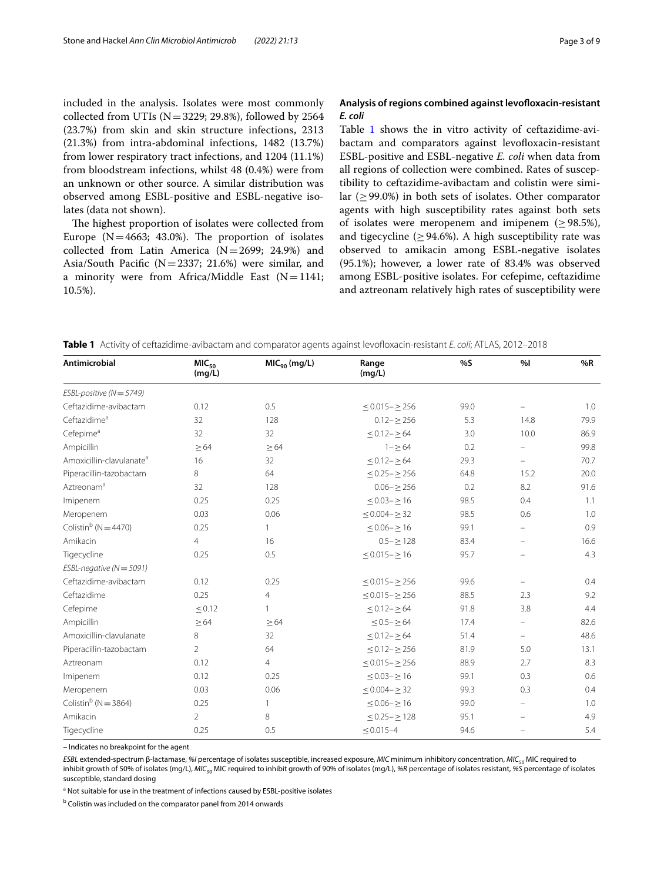included in the analysis. Isolates were most commonly collected from UTIs (N = 3229; 29.8%), followed by 2564 (23.7%) from skin and skin structure infections, 2313 (21.3%) from intra-abdominal infections, 1482 (13.7%) from lower respiratory tract infections, and 1204 (11.1%) from bloodstream infections, whilst 48 (0.4%) were from an unknown or other source. A similar distribution was observed among ESBL-positive and ESBL-negative isolates (data not shown).

The highest proportion of isolates were collected from Europe (N = 4663; 43.0%). The proportion of isolates collected from Latin America (N = 2699; 24.9%) and Asia/South Pacific (N = 2337; 21.6%) were similar, and a minority were from Africa/Middle East (N = 1141; 10.5%).

### Analysis of regions combined against levofloxacin-resistant *E. coli*

Table 1 shows the in vitro activity of ceftazidime-avibactam and comparators against levofloxacin-resistant ESBL-positive and ESBL-negative *E. coli* when data from all regions of collection were combined. Rates of susceptibility to ceftazidime-avibactam and colistin were similar (≥ 99.0%) in both sets of isolates. Other comparator agents with high susceptibility rates against both sets of isolates were meropenem and imipenem (≥ 98.5%), and tigecycline (≥ 94.6%). A high susceptibility rate was observed to amikacin among ESBL-negative isolates (95.1%); however, a lower rate of 83.4% was observed among ESBL-positive isolates. For cefepime, ceftazidime and aztreonam relatively high rates of susceptibility were

**Table 1** Activity of ceftazidime-avibactam and comparator agents against levofloxacin-resistant *E. coli*; ATLAS, 2012–2018

| Antimicrobial | $MIC_{50}$ (mg/L) | $MIC_{90}$ (mg/L) | Range (mg/L) | %S | %I | %R |
|---|---|---|---|---|---|---|
| *ESBL-positive (N = 5749)* | | | | | | |
| Ceftazidime-avibactam | 0.12 | 0.5 | ≤ 0.015– ≥ 256 | 99.0 | – | 1.0 |
| Ceftazidime[a] | 32 | 128 | 0.12– ≥ 256 | 5.3 | 14.8 | 79.9 |
| Cefepime[a] | 32 | 32 | ≤ 0.12– ≥ 64 | 3.0 | 10.0 | 86.9 |
| Ampicillin | ≥ 64 | ≥ 64 | 1– ≥ 64 | 0.2 | – | 99.8 |
| Amoxicillin-clavulanate[a] | 16 | 32 | ≤ 0.12– ≥ 64 | 29.3 | – | 70.7 |
| Piperacillin-tazobactam | 8 | 64 | ≤ 0.25– ≥ 256 | 64.8 | 15.2 | 20.0 |
| Aztreonam[a] | 32 | 128 | 0.06– ≥ 256 | 0.2 | 8.2 | 91.6 |
| Imipenem | 0.25 | 0.25 | ≤ 0.03– ≥ 16 | 98.5 | 0.4 | 1.1 |
| Meropenem | 0.03 | 0.06 | ≤ 0.004– ≥ 32 | 98.5 | 0.6 | 1.0 |
| Colistin[b] (N = 4470) | 0.25 | 1 | ≤ 0.06– ≥ 16 | 99.1 | – | 0.9 |
| Amikacin | 4 | 16 | 0.5– ≥ 128 | 83.4 | – | 16.6 |
| Tigecycline | 0.25 | 0.5 | ≤ 0.015– ≥ 16 | 95.7 | – | 4.3 |
| *ESBL-negative (N = 5091)* | | | | | | |
| Ceftazidime-avibactam | 0.12 | 0.25 | ≤ 0.015– ≥ 256 | 99.6 | – | 0.4 |
| Ceftazidime | 0.25 | 4 | ≤ 0.015– ≥ 256 | 88.5 | 2.3 | 9.2 |
| Cefepime | ≤ 0.12 | 1 | ≤ 0.12– ≥ 64 | 91.8 | 3.8 | 4.4 |
| Ampicillin | ≥ 64 | ≥ 64 | ≤ 0.5– ≥ 64 | 17.4 | – | 82.6 |
| Amoxicillin-clavulanate | 8 | 32 | ≤ 0.12– ≥ 64 | 51.4 | – | 48.6 |
| Piperacillin-tazobactam | 2 | 64 | ≤ 0.12– ≥ 256 | 81.9 | 5.0 | 13.1 |
| Aztreonam | 0.12 | 4 | ≤ 0.015– ≥ 256 | 88.9 | 2.7 | 8.3 |
| Imipenem | 0.12 | 0.25 | ≤ 0.03– ≥ 16 | 99.1 | 0.3 | 0.6 |
| Meropenem | 0.03 | 0.06 | ≤ 0.004– ≥ 32 | 99.3 | 0.3 | 0.4 |
| Colistin[b] (N = 3864) | 0.25 | 1 | ≤ 0.06– ≥ 16 | 99.0 | – | 1.0 |
| Amikacin | 2 | 8 | ≤ 0.25– ≥ 128 | 95.1 | – | 4.9 |
| Tigecycline | 0.25 | 0.5 | ≤ 0.015–4 | 94.6 | – | 5.4 |

– Indicates no breakpoint for the agent

*ESBL* extended-spectrum β-lactamase, *%I* percentage of isolates susceptible, increased exposure, *MIC* minimum inhibitory concentration, $MIC_{50}$ MIC required to inhibit growth of 50% of isolates (mg/L), $MIC_{90}$ MIC required to inhibit growth of 90% of isolates (mg/L), *%R* percentage of isolates resistant, *%S* percentage of isolates susceptible, standard dosing

[a] Not suitable for use in the treatment of infections caused by ESBL-positive isolates

[b] Colistin was included on the comparator panel from 2014 onwards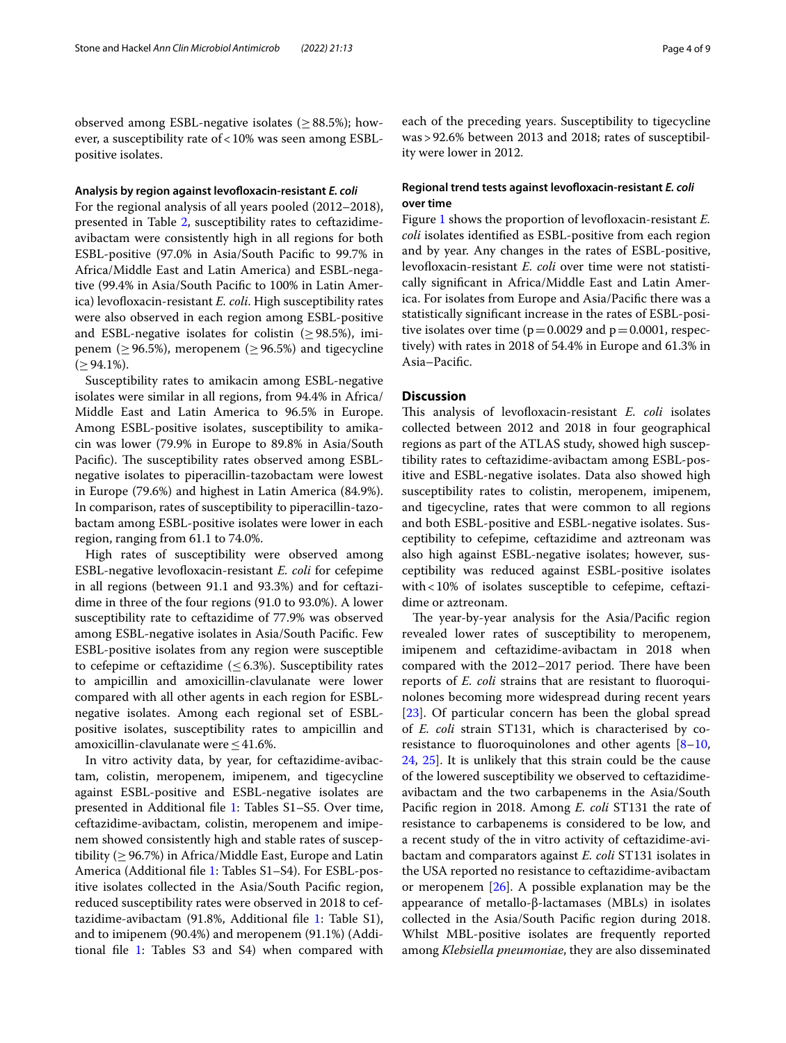observed among ESBL-negative isolates (≥ 88.5%); however, a susceptibility rate of < 10% was seen among ESBL-positive isolates.

#### Analysis by region against levofloxacin-resistant *E. coli*

For the regional analysis of all years pooled (2012–2018), presented in Table 2, susceptibility rates to ceftazidime-avibactam were consistently high in all regions for both ESBL-positive (97.0% in Asia/South Pacific to 99.7% in Africa/Middle East and Latin America) and ESBL-negative (99.4% in Asia/South Pacific to 100% in Latin America) levofloxacin-resistant *E. coli*. High susceptibility rates were also observed in each region among ESBL-positive and ESBL-negative isolates for colistin (≥ 98.5%), imipenem (≥ 96.5%), meropenem (≥ 96.5%) and tigecycline (≥ 94.1%).

Susceptibility rates to amikacin among ESBL-negative isolates were similar in all regions, from 94.4% in Africa/Middle East and Latin America to 96.5% in Europe. Among ESBL-positive isolates, susceptibility to amikacin was lower (79.9% in Europe to 89.8% in Asia/South Pacific). The susceptibility rates observed among ESBL-negative isolates to piperacillin-tazobactam were lowest in Europe (79.6%) and highest in Latin America (84.9%). In comparison, rates of susceptibility to piperacillin-tazobactam among ESBL-positive isolates were lower in each region, ranging from 61.1 to 74.0%.

High rates of susceptibility were observed among ESBL-negative levofloxacin-resistant *E. coli* for cefepime in all regions (between 91.1 and 93.3%) and for ceftazidime in three of the four regions (91.0 to 93.0%). A lower susceptibility rate to ceftazidime of 77.9% was observed among ESBL-negative isolates in Asia/South Pacific. Few ESBL-positive isolates from any region were susceptible to cefepime or ceftazidime (≤ 6.3%). Susceptibility rates to ampicillin and amoxicillin-clavulanate were lower compared with all other agents in each region for ESBL-negative isolates. Among each regional set of ESBL-positive isolates, susceptibility rates to ampicillin and amoxicillin-clavulanate were ≤ 41.6%.

In vitro activity data, by year, for ceftazidime-avibactam, colistin, meropenem, imipenem, and tigecycline against ESBL-positive and ESBL-negative isolates are presented in Additional file 1: Tables S1–S5. Over time, ceftazidime-avibactam, colistin, meropenem and imipenem showed consistently high and stable rates of susceptibility (≥ 96.7%) in Africa/Middle East, Europe and Latin America (Additional file 1: Tables S1–S4). For ESBL-positive isolates collected in the Asia/South Pacific region, reduced susceptibility rates were observed in 2018 to ceftazidime-avibactam (91.8%, Additional file 1: Table S1), and to imipenem (90.4%) and meropenem (91.1%) (Additional file 1: Tables S3 and S4) when compared with each of the preceding years. Susceptibility to tigecycline was > 92.6% between 2013 and 2018; rates of susceptibility were lower in 2012.

#### Regional trend tests against levofloxacin-resistant *E. coli* over time

Figure 1 shows the proportion of levofloxacin-resistant *E. coli* isolates identified as ESBL-positive from each region and by year. Any changes in the rates of ESBL-positive, levofloxacin-resistant *E. coli* over time were not statistically significant in Africa/Middle East and Latin America. For isolates from Europe and Asia/Pacific there was a statistically significant increase in the rates of ESBL-positive isolates over time ($p = 0.0029$ and $p = 0.0001$, respectively) with rates in 2018 of 54.4% in Europe and 61.3% in Asia–Pacific.

## Discussion

This analysis of levofloxacin-resistant *E. coli* isolates collected between 2012 and 2018 in four geographical regions as part of the ATLAS study, showed high susceptibility rates to ceftazidime-avibactam among ESBL-positive and ESBL-negative isolates. Data also showed high susceptibility rates to colistin, meropenem, imipenem, and tigecycline, rates that were common to all regions and both ESBL-positive and ESBL-negative isolates. Susceptibility to cefepime, ceftazidime and aztreonam was also high against ESBL-negative isolates; however, susceptibility was reduced against ESBL-positive isolates with < 10% of isolates susceptible to cefepime, ceftazidime or aztreonam.

The year-by-year analysis for the Asia/Pacific region revealed lower rates of susceptibility to meropenem, imipenem and ceftazidime-avibactam in 2018 when compared with the 2012–2017 period. There have been reports of *E. coli* strains that are resistant to fluoroquinolones becoming more widespread during recent years [23]. Of particular concern has been the global spread of *E. coli* strain ST131, which is characterised by co-resistance to fluoroquinolones and other agents [8–10, 24, 25]. It is unlikely that this strain could be the cause of the lowered susceptibility we observed to ceftazidime-avibactam and the two carbapenems in the Asia/South Pacific region in 2018. Among *E. coli* ST131 the rate of resistance to carbapenems is considered to be low, and a recent study of the in vitro activity of ceftazidime-avibactam and comparators against *E. coli* ST131 isolates in the USA reported no resistance to ceftazidime-avibactam or meropenem [26]. A possible explanation may be the appearance of metallo-β-lactamases (MBLs) in isolates collected in the Asia/South Pacific region during 2018. Whilst MBL-positive isolates are frequently reported among *Klebsiella pneumoniae*, they are also disseminated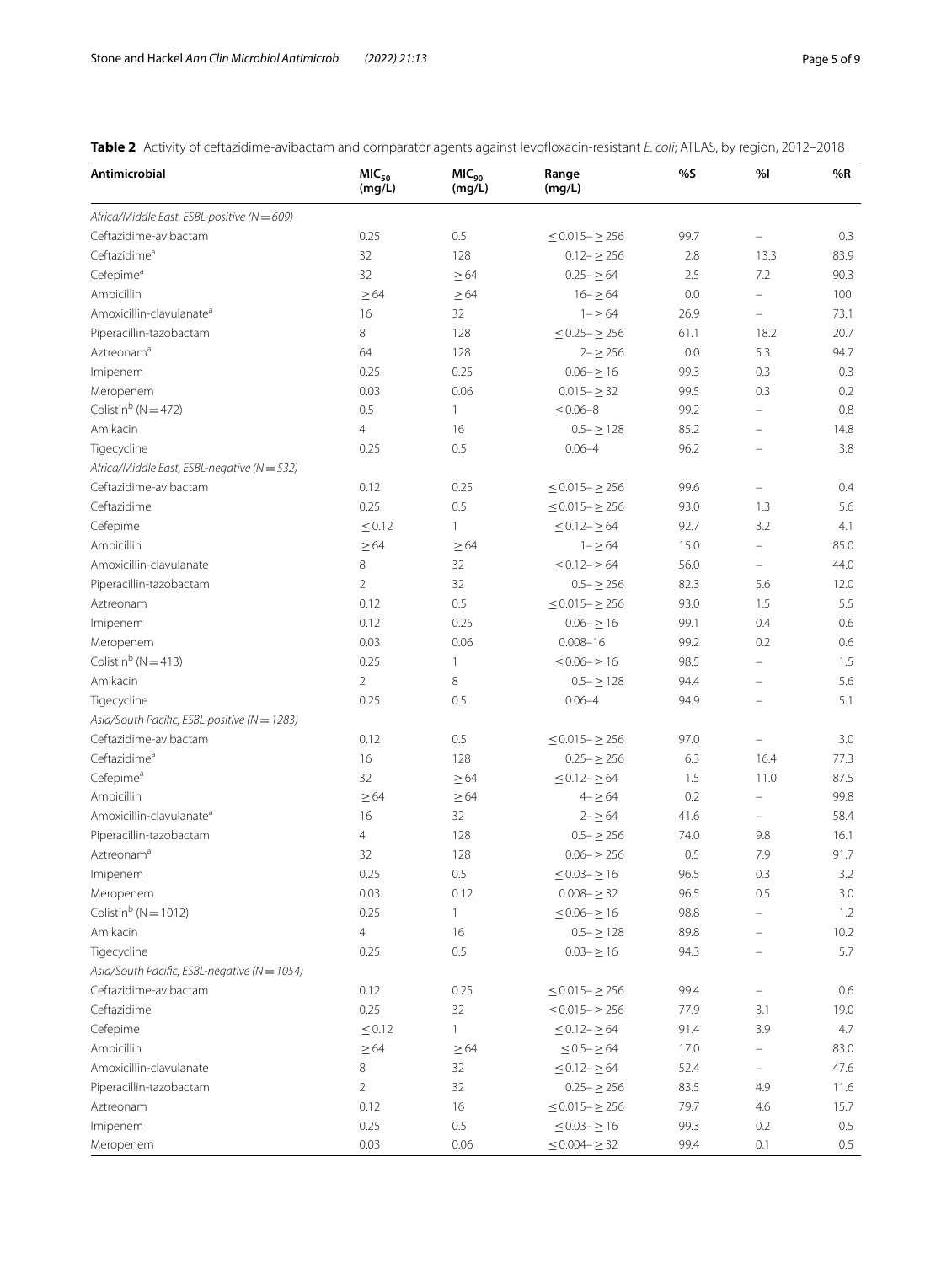**Table 2** Activity of ceftazidime-avibactam and comparator agents against levofloxacin-resistant *E. coli*; ATLAS, by region, 2012–2018

| Antimicrobial | $MIC_{50}$ (mg/L) | $MIC_{90}$ (mg/L) | Range (mg/L) | %S | %I | %R |
|---|---|---|---|---|---|---|
| *Africa/Middle East, ESBL-positive (N = 609)* | | | | | | |
| Ceftazidime-avibactam | 0.25 | 0.5 | ≤ 0.015– ≥ 256 | 99.7 | – | 0.3 |
| Ceftazidime[a] | 32 | 128 | 0.12– ≥ 256 | 2.8 | 13.3 | 83.9 |
| Cefepime[a] | 32 | ≥ 64 | 0.25– ≥ 64 | 2.5 | 7.2 | 90.3 |
| Ampicillin | ≥ 64 | ≥ 64 | 16– ≥ 64 | 0.0 | – | 100 |
| Amoxicillin-clavulanate[a] | 16 | 32 | 1– ≥ 64 | 26.9 | – | 73.1 |
| Piperacillin-tazobactam | 8 | 128 | ≤ 0.25– ≥ 256 | 61.1 | 18.2 | 20.7 |
| Aztreonam[a] | 64 | 128 | 2– ≥ 256 | 0.0 | 5.3 | 94.7 |
| Imipenem | 0.25 | 0.25 | 0.06– ≥ 16 | 99.3 | 0.3 | 0.3 |
| Meropenem | 0.03 | 0.06 | 0.015– ≥ 32 | 99.5 | 0.3 | 0.2 |
| Colistin[b] (N = 472) | 0.5 | 1 | ≤ 0.06–8 | 99.2 | – | 0.8 |
| Amikacin | 4 | 16 | 0.5– ≥ 128 | 85.2 | – | 14.8 |
| Tigecycline | 0.25 | 0.5 | 0.06–4 | 96.2 | – | 3.8 |
| *Africa/Middle East, ESBL-negative (N = 532)* | | | | | | |
| Ceftazidime-avibactam | 0.12 | 0.25 | ≤ 0.015– ≥ 256 | 99.6 | – | 0.4 |
| Ceftazidime | 0.25 | 0.5 | ≤ 0.015– ≥ 256 | 93.0 | 1.3 | 5.6 |
| Cefepime | ≤ 0.12 | 1 | ≤ 0.12– ≥ 64 | 92.7 | 3.2 | 4.1 |
| Ampicillin | ≥ 64 | ≥ 64 | 1– ≥ 64 | 15.0 | – | 85.0 |
| Amoxicillin-clavulanate | 8 | 32 | ≤ 0.12– ≥ 64 | 56.0 | – | 44.0 |
| Piperacillin-tazobactam | 2 | 32 | 0.5– ≥ 256 | 82.3 | 5.6 | 12.0 |
| Aztreonam | 0.12 | 0.5 | ≤ 0.015– ≥ 256 | 93.0 | 1.5 | 5.5 |
| Imipenem | 0.12 | 0.25 | 0.06– ≥ 16 | 99.1 | 0.4 | 0.6 |
| Meropenem | 0.03 | 0.06 | 0.008–16 | 99.2 | 0.2 | 0.6 |
| Colistin[b] (N = 413) | 0.25 | 1 | ≤ 0.06– ≥ 16 | 98.5 | – | 1.5 |
| Amikacin | 2 | 8 | 0.5– ≥ 128 | 94.4 | – | 5.6 |
| Tigecycline | 0.25 | 0.5 | 0.06–4 | 94.9 | – | 5.1 |
| *Asia/South Pacific, ESBL-positive (N = 1283)* | | | | | | |
| Ceftazidime-avibactam | 0.12 | 0.5 | ≤ 0.015– ≥ 256 | 97.0 | – | 3.0 |
| Ceftazidime[a] | 16 | 128 | 0.25– ≥ 256 | 6.3 | 16.4 | 77.3 |
| Cefepime[a] | 32 | ≥ 64 | ≤ 0.12– ≥ 64 | 1.5 | 11.0 | 87.5 |
| Ampicillin | ≥ 64 | ≥ 64 | 4– ≥ 64 | 0.2 | – | 99.8 |
| Amoxicillin-clavulanate[a] | 16 | 32 | 2– ≥ 64 | 41.6 | – | 58.4 |
| Piperacillin-tazobactam | 4 | 128 | 0.5– ≥ 256 | 74.0 | 9.8 | 16.1 |
| Aztreonam[a] | 32 | 128 | 0.06– ≥ 256 | 0.5 | 7.9 | 91.7 |
| Imipenem | 0.25 | 0.5 | ≤ 0.03– ≥ 16 | 96.5 | 0.3 | 3.2 |
| Meropenem | 0.03 | 0.12 | 0.008– ≥ 32 | 96.5 | 0.5 | 3.0 |
| Colistin[b] (N = 1012) | 0.25 | 1 | ≤ 0.06– ≥ 16 | 98.8 | – | 1.2 |
| Amikacin | 4 | 16 | 0.5– ≥ 128 | 89.8 | – | 10.2 |
| Tigecycline | 0.25 | 0.5 | 0.03– ≥ 16 | 94.3 | – | 5.7 |
| *Asia/South Pacific, ESBL-negative (N = 1054)* | | | | | | |
| Ceftazidime-avibactam | 0.12 | 0.25 | ≤ 0.015– ≥ 256 | 99.4 | – | 0.6 |
| Ceftazidime | 0.25 | 32 | ≤ 0.015– ≥ 256 | 77.9 | 3.1 | 19.0 |
| Cefepime | ≤ 0.12 | 1 | ≤ 0.12– ≥ 64 | 91.4 | 3.9 | 4.7 |
| Ampicillin | ≥ 64 | ≥ 64 | ≤ 0.5– ≥ 64 | 17.0 | – | 83.0 |
| Amoxicillin-clavulanate | 8 | 32 | ≤ 0.12– ≥ 64 | 52.4 | – | 47.6 |
| Piperacillin-tazobactam | 2 | 32 | 0.25– ≥ 256 | 83.5 | 4.9 | 11.6 |
| Aztreonam | 0.12 | 16 | ≤ 0.015– ≥ 256 | 79.7 | 4.6 | 15.7 |
| Imipenem | 0.25 | 0.5 | ≤ 0.03– ≥ 16 | 99.3 | 0.2 | 0.5 |
| Meropenem | 0.03 | 0.06 | ≤ 0.004– ≥ 32 | 99.4 | 0.1 | 0.5 |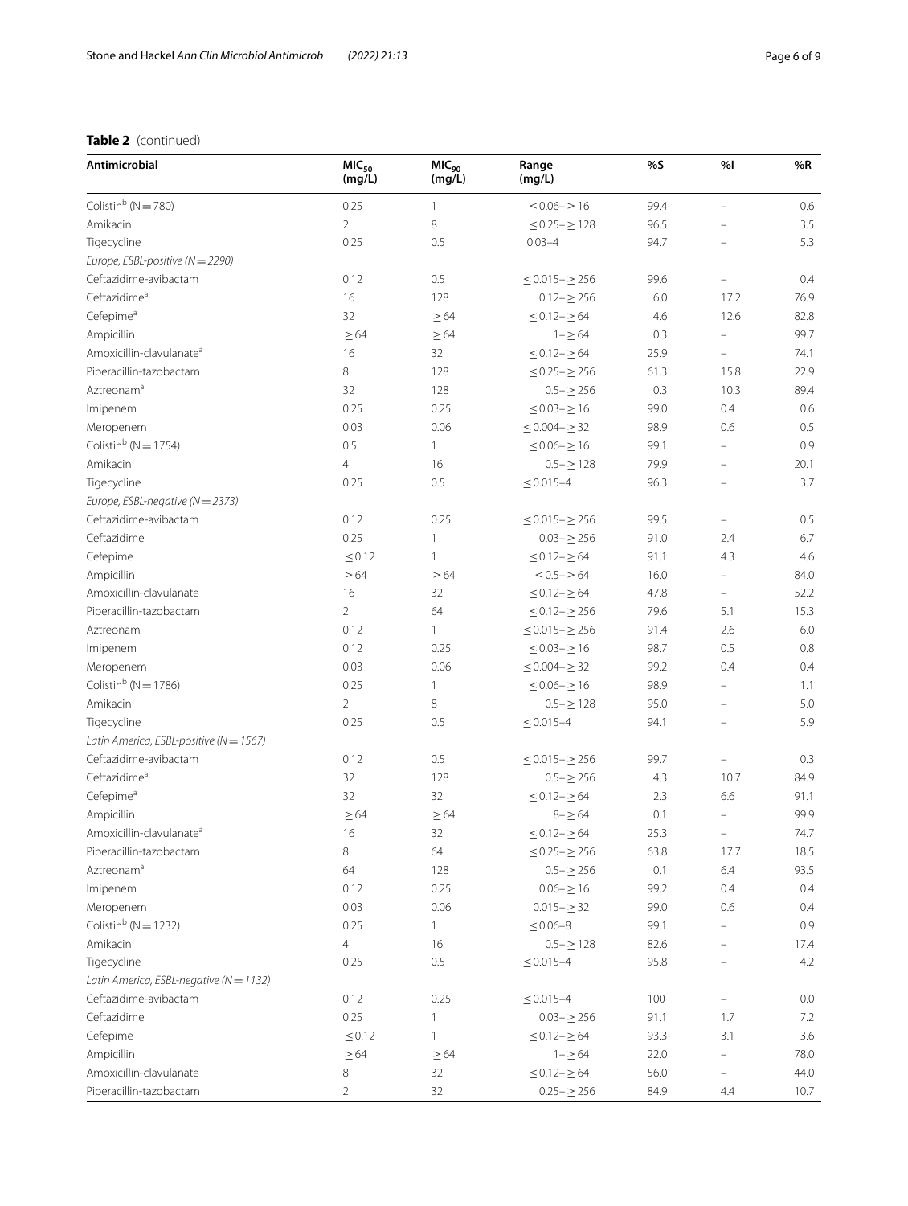**Table 2** (continued)

| Antimicrobial | $MIC_{50}$ (mg/L) | $MIC_{90}$ (mg/L) | Range (mg/L) | %S | %I | %R |
|---|---|---|---|---|---|---|
| Colistin[b] (N = 780) | 0.25 | 1 | ≤ 0.06– ≥ 16 | 99.4 | – | 0.6 |
| Amikacin | 2 | 8 | ≤ 0.25– ≥ 128 | 96.5 | – | 3.5 |
| Tigecycline | 0.25 | 0.5 | 0.03–4 | 94.7 | – | 5.3 |
| *Europe, ESBL-positive (N = 2290)* | | | | | | |
| Ceftazidime-avibactam | 0.12 | 0.5 | ≤ 0.015– ≥ 256 | 99.6 | – | 0.4 |
| Ceftazidime[a] | 16 | 128 | 0.12– ≥ 256 | 6.0 | 17.2 | 76.9 |
| Cefepime[a] | 32 | ≥ 64 | ≤ 0.12– ≥ 64 | 4.6 | 12.6 | 82.8 |
| Ampicillin | ≥ 64 | ≥ 64 | 1– ≥ 64 | 0.3 | – | 99.7 |
| Amoxicillin-clavulanate[a] | 16 | 32 | ≤ 0.12– ≥ 64 | 25.9 | – | 74.1 |
| Piperacillin-tazobactam | 8 | 128 | ≤ 0.25– ≥ 256 | 61.3 | 15.8 | 22.9 |
| Aztreonam[a] | 32 | 128 | 0.5– ≥ 256 | 0.3 | 10.3 | 89.4 |
| Imipenem | 0.25 | 0.25 | ≤ 0.03– ≥ 16 | 99.0 | 0.4 | 0.6 |
| Meropenem | 0.03 | 0.06 | ≤ 0.004– ≥ 32 | 98.9 | 0.6 | 0.5 |
| Colistin[b] (N = 1754) | 0.5 | 1 | ≤ 0.06– ≥ 16 | 99.1 | – | 0.9 |
| Amikacin | 4 | 16 | 0.5– ≥ 128 | 79.9 | – | 20.1 |
| Tigecycline | 0.25 | 0.5 | ≤ 0.015–4 | 96.3 | – | 3.7 |
| *Europe, ESBL-negative (N = 2373)* | | | | | | |
| Ceftazidime-avibactam | 0.12 | 0.25 | ≤ 0.015– ≥ 256 | 99.5 | – | 0.5 |
| Ceftazidime | 0.25 | 1 | 0.03– ≥ 256 | 91.0 | 2.4 | 6.7 |
| Cefepime | ≤ 0.12 | 1 | ≤ 0.12– ≥ 64 | 91.1 | 4.3 | 4.6 |
| Ampicillin | ≥ 64 | ≥ 64 | ≤ 0.5– ≥ 64 | 16.0 | – | 84.0 |
| Amoxicillin-clavulanate | 16 | 32 | ≤ 0.12– ≥ 64 | 47.8 | – | 52.2 |
| Piperacillin-tazobactam | 2 | 64 | ≤ 0.12– ≥ 256 | 79.6 | 5.1 | 15.3 |
| Aztreonam | 0.12 | 1 | ≤ 0.015– ≥ 256 | 91.4 | 2.6 | 6.0 |
| Imipenem | 0.12 | 0.25 | ≤ 0.03– ≥ 16 | 98.7 | 0.5 | 0.8 |
| Meropenem | 0.03 | 0.06 | ≤ 0.004– ≥ 32 | 99.2 | 0.4 | 0.4 |
| Colistin[b] (N = 1786) | 0.25 | 1 | ≤ 0.06– ≥ 16 | 98.9 | – | 1.1 |
| Amikacin | 2 | 8 | 0.5– ≥ 128 | 95.0 | – | 5.0 |
| Tigecycline | 0.25 | 0.5 | ≤ 0.015–4 | 94.1 | – | 5.9 |
| *Latin America, ESBL-positive (N = 1567)* | | | | | | |
| Ceftazidime-avibactam | 0.12 | 0.5 | ≤ 0.015– ≥ 256 | 99.7 | – | 0.3 |
| Ceftazidime[a] | 32 | 128 | 0.5– ≥ 256 | 4.3 | 10.7 | 84.9 |
| Cefepime[a] | 32 | 32 | ≤ 0.12– ≥ 64 | 2.3 | 6.6 | 91.1 |
| Ampicillin | ≥ 64 | ≥ 64 | 8– ≥ 64 | 0.1 | – | 99.9 |
| Amoxicillin-clavulanate[a] | 16 | 32 | ≤ 0.12– ≥ 64 | 25.3 | – | 74.7 |
| Piperacillin-tazobactam | 8 | 64 | ≤ 0.25– ≥ 256 | 63.8 | 17.7 | 18.5 |
| Aztreonam[a] | 64 | 128 | 0.5– ≥ 256 | 0.1 | 6.4 | 93.5 |
| Imipenem | 0.12 | 0.25 | 0.06– ≥ 16 | 99.2 | 0.4 | 0.4 |
| Meropenem | 0.03 | 0.06 | 0.015– ≥ 32 | 99.0 | 0.6 | 0.4 |
| Colistin[b] (N = 1232) | 0.25 | 1 | ≤ 0.06–8 | 99.1 | – | 0.9 |
| Amikacin | 4 | 16 | 0.5– ≥ 128 | 82.6 | – | 17.4 |
| Tigecycline | 0.25 | 0.5 | ≤ 0.015–4 | 95.8 | – | 4.2 |
| *Latin America, ESBL-negative (N = 1132)* | | | | | | |
| Ceftazidime-avibactam | 0.12 | 0.25 | ≤ 0.015–4 | 100 | – | 0.0 |
| Ceftazidime | 0.25 | 1 | 0.03– ≥ 256 | 91.1 | 1.7 | 7.2 |
| Cefepime | ≤ 0.12 | 1 | ≤ 0.12– ≥ 64 | 93.3 | 3.1 | 3.6 |
| Ampicillin | ≥ 64 | ≥ 64 | 1– ≥ 64 | 22.0 | – | 78.0 |
| Amoxicillin-clavulanate | 8 | 32 | ≤ 0.12– ≥ 64 | 56.0 | – | 44.0 |
| Piperacillin-tazobactam | 2 | 32 | 0.25– ≥ 256 | 84.9 | 4.4 | 10.7 |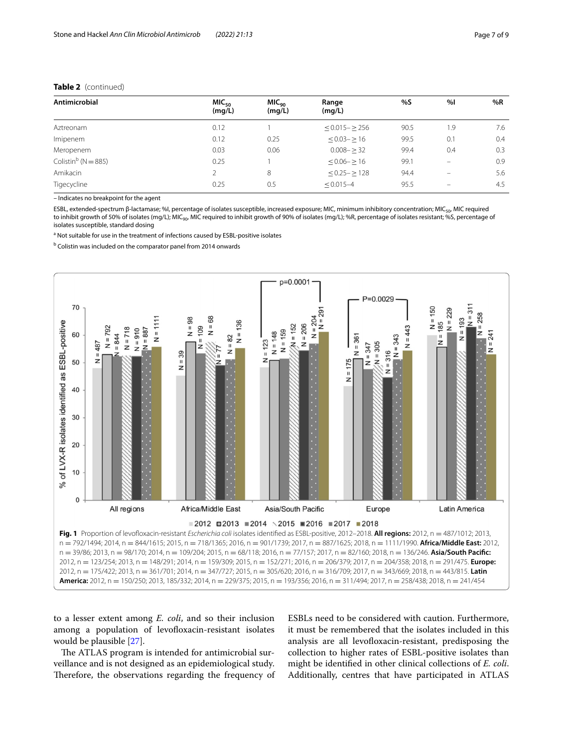**Table 2** (continued)

| Antimicrobial | $MIC_{50}$ (mg/L) | $MIC_{90}$ (mg/L) | Range (mg/L) | %S | %I | %R |
|---|---|---|---|---|---|---|
| Aztreonam | 0.12 | 1 | ≤0.015–≥256 | 90.5 | 1.9 | 7.6 |
| Imipenem | 0.12 | 0.25 | ≤0.03–≥16 | 99.5 | 0.1 | 0.4 |
| Meropenem | 0.03 | 0.06 | 0.008–≥32 | 99.4 | 0.4 | 0.3 |
| Colistin[b] (N=885) | 0.25 | 1 | ≤0.06–≥16 | 99.1 | – | 0.9 |
| Amikacin | 2 | 8 | ≤0.25–≥128 | 94.4 | – | 5.6 |
| Tigecycline | 0.25 | 0.5 | ≤0.015–4 | 95.5 | – | 4.5 |

– Indicates no breakpoint for the agent

ESBL, extended-spectrum β-lactamase; %I, percentage of isolates susceptible, increased exposure; MIC, minimum inhibitory concentration; $MIC_{50}$, MIC required to inhibit growth of 50% of isolates (mg/L); $MIC_{90}$, MIC required to inhibit growth of 90% of isolates (mg/L); %R, percentage of isolates resistant; %S, percentage of isolates susceptible, standard dosing

[a] Not suitable for use in the treatment of infections caused by ESBL-positive isolates

[b] Colistin was included on the comparator panel from 2014 onwards

**Fig. 1** Proportion of levofloxacin-resistant *Escherichia coli* isolates identified as ESBL-positive, 2012–2018. **All regions:** 2012, n = 487/1012; 2013, n = 792/1494; 2014, n = 844/1615; 2015, n = 718/1365; 2016, n = 901/1739; 2017, n = 887/1625; 2018, n = 1111/1990. **Africa/Middle East:** 2012, n = 39/86; 2013, n = 98/170; 2014, n = 109/204; 2015, n = 68/118; 2016, n = 77/157; 2017, n = 82/160; 2018, n = 136/246. **Asia/South Pacific:** 2012, n = 123/254; 2013, n = 148/291; 2014, n = 159/309; 2015, n = 152/271; 2016, n = 206/379; 2017, n = 204/358; 2018, n = 291/475. **Europe:** 2012, n = 175/422; 2013, n = 361/701; 2014, n = 347/727; 2015, n = 305/620; 2016, n = 316/709; 2017, n = 343/669; 2018, n = 443/815. **Latin America:** 2012, n = 150/250; 2013, 185/332; 2014, n = 229/375; 2015, n = 193/356; 2016, n = 311/494; 2017, n = 258/438; 2018, n = 241/454

to a lesser extent among *E. coli*, and so their inclusion among a population of levofloxacin-resistant isolates would be plausible [27].

The ATLAS program is intended for antimicrobial surveillance and is not designed as an epidemiological study. Therefore, the observations regarding the frequency of ESBLs need to be considered with caution. Furthermore, it must be remembered that the isolates included in this analysis are all levofloxacin-resistant, predisposing the collection to higher rates of ESBL-positive isolates than might be identified in other clinical collections of *E. coli*. Additionally, centres that have participated in ATLAS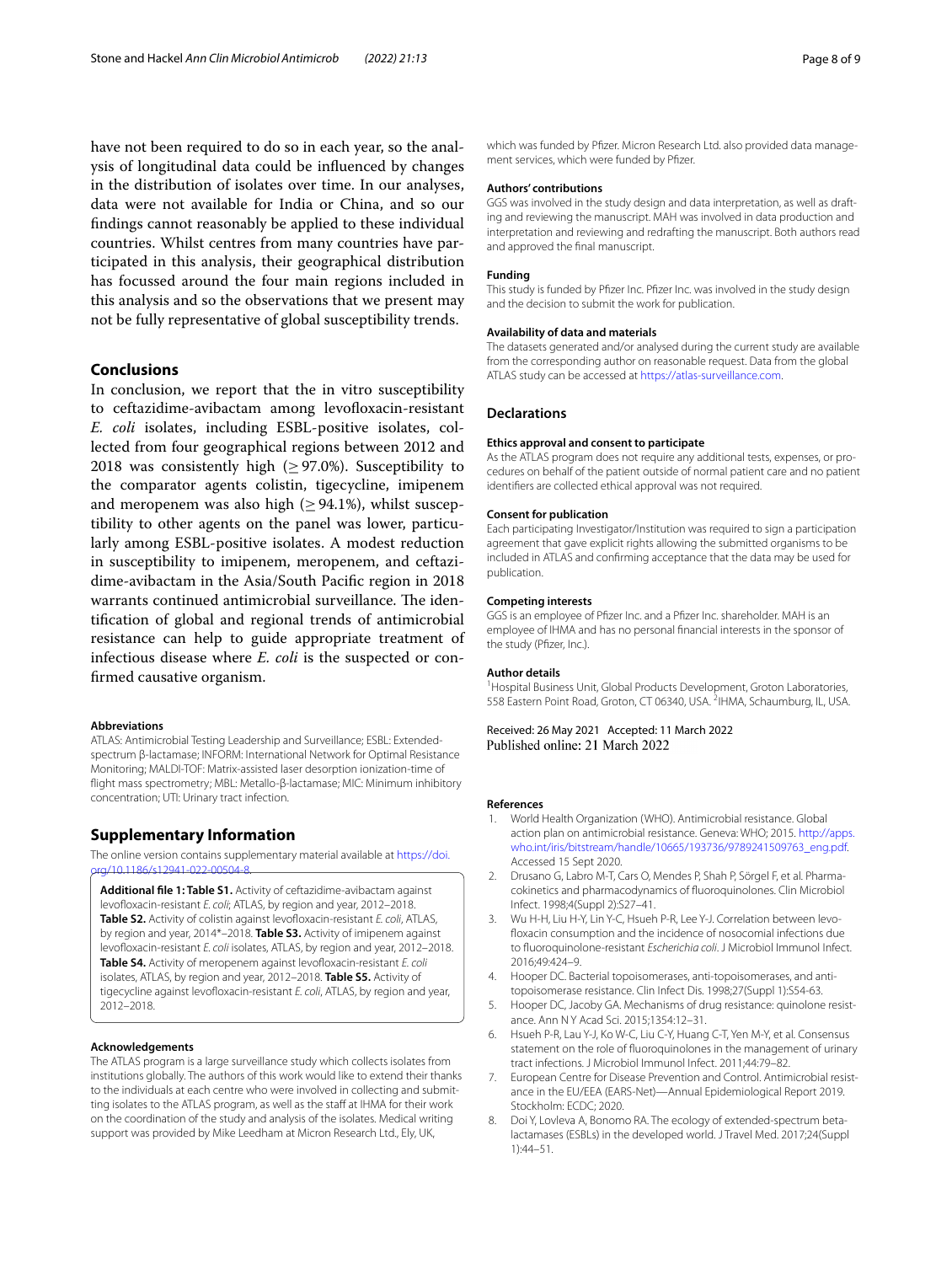have not been required to do so in each year, so the analysis of longitudinal data could be influenced by changes in the distribution of isolates over time. In our analyses, data were not available for India or China, and so our findings cannot reasonably be applied to these individual countries. Whilst centres from many countries have participated in this analysis, their geographical distribution has focussed around the four main regions included in this analysis and so the observations that we present may not be fully representative of global susceptibility trends.

## Conclusions

In conclusion, we report that the in vitro susceptibility to ceftazidime-avibactam among levofloxacin-resistant *E. coli* isolates, including ESBL-positive isolates, collected from four geographical regions between 2012 and 2018 was consistently high ($\geq$ 97.0%). Susceptibility to the comparator agents colistin, tigecycline, imipenem and meropenem was also high ($\geq$ 94.1%), whilst susceptibility to other agents on the panel was lower, particularly among ESBL-positive isolates. A modest reduction in susceptibility to imipenem, meropenem, and ceftazidime-avibactam in the Asia/South Pacific region in 2018 warrants continued antimicrobial surveillance. The identification of global and regional trends of antimicrobial resistance can help to guide appropriate treatment of infectious disease where *E. coli* is the suspected or confirmed causative organism.

### Abbreviations

ATLAS: Antimicrobial Testing Leadership and Surveillance; ESBL: Extended-spectrum β-lactamase; INFORM: International Network for Optimal Resistance Monitoring; MALDI-TOF: Matrix-assisted laser desorption ionization-time of flight mass spectrometry; MBL: Metallo-β-lactamase; MIC: Minimum inhibitory concentration; UTI: Urinary tract infection.

## Supplementary Information

The online version contains supplementary material available at https://doi.org/10.1186/s12941-022-00504-8.

**Additional file 1: Table S1.** Activity of ceftazidime-avibactam against levofloxacin-resistant *E. coli*; ATLAS, by region and year, 2012–2018. **Table S2.** Activity of colistin against levofloxacin-resistant *E. coli*, ATLAS, by region and year, 2014*–2018. **Table S3.** Activity of imipenem against levofloxacin-resistant *E. coli* isolates, ATLAS, by region and year, 2012–2018. **Table S4.** Activity of meropenem against levofloxacin-resistant *E. coli* isolates, ATLAS, by region and year, 2012–2018. **Table S5.** Activity of tigecycline against levofloxacin-resistant *E. coli*, ATLAS, by region and year, 2012–2018.

### Acknowledgements

The ATLAS program is a large surveillance study which collects isolates from institutions globally. The authors of this work would like to extend their thanks to the individuals at each centre who were involved in collecting and submitting isolates to the ATLAS program, as well as the staff at IHMA for their work on the coordination of the study and analysis of the isolates. Medical writing support was provided by Mike Leedham at Micron Research Ltd., Ely, UK, which was funded by Pfizer. Micron Research Ltd. also provided data management services, which were funded by Pfizer.

### Authors' contributions

GGS was involved in the study design and data interpretation, as well as drafting and reviewing the manuscript. MAH was involved in data production and interpretation and reviewing and redrafting the manuscript. Both authors read and approved the final manuscript.

### Funding

This study is funded by Pfizer Inc. Pfizer Inc. was involved in the study design and the decision to submit the work for publication.

### Availability of data and materials

The datasets generated and/or analysed during the current study are available from the corresponding author on reasonable request. Data from the global ATLAS study can be accessed at https://atlas-surveillance.com.

## Declarations

### Ethics approval and consent to participate

As the ATLAS program does not require any additional tests, expenses, or procedures on behalf of the patient outside of normal patient care and no patient identifiers are collected ethical approval was not required.

### Consent for publication

Each participating Investigator/Institution was required to sign a participation agreement that gave explicit rights allowing the submitted organisms to be included in ATLAS and confirming acceptance that the data may be used for publication.

### Competing interests

GGS is an employee of Pfizer Inc. and a Pfizer Inc. shareholder. MAH is an employee of IHMA and has no personal financial interests in the sponsor of the study (Pfizer, Inc.).

### Author details

[1]Hospital Business Unit, Global Products Development, Groton Laboratories, 558 Eastern Point Road, Groton, CT 06340, USA. [2]IHMA, Schaumburg, IL, USA.

Received: 26 May 2021 Accepted: 11 March 2022
Published online: 21 March 2022

### References

1. World Health Organization (WHO). Antimicrobial resistance. Global action plan on antimicrobial resistance. Geneva: WHO; 2015. http://apps.who.int/iris/bitstream/handle/10665/193736/9789241509763_eng.pdf. Accessed 15 Sept 2020.
2. Drusano G, Labro M-T, Cars O, Mendes P, Shah P, Sörgel F, et al. Pharmacokinetics and pharmacodynamics of fluoroquinolones. Clin Microbiol Infect. 1998;4(Suppl 2):S27–41.
3. Wu H-H, Liu H-Y, Lin Y-C, Hsueh P-R, Lee Y-J. Correlation between levofloxacin consumption and the incidence of nosocomial infections due to fluoroquinolone-resistant *Escherichia coli*. J Microbiol Immunol Infect. 2016;49:424–9.
4. Hooper DC. Bacterial topoisomerases, anti-topoisomerases, and anti-topoisomerase resistance. Clin Infect Dis. 1998;27(Suppl 1):S54-63.
5. Hooper DC, Jacoby GA. Mechanisms of drug resistance: quinolone resistance. Ann N Y Acad Sci. 2015;1354:12–31.
6. Hsueh P-R, Lau Y-J, Ko W-C, Liu C-Y, Huang C-T, Yen M-Y, et al. Consensus statement on the role of fluoroquinolones in the management of urinary tract infections. J Microbiol Immunol Infect. 2011;44:79–82.
7. European Centre for Disease Prevention and Control. Antimicrobial resistance in the EU/EEA (EARS-Net)—Annual Epidemiological Report 2019. Stockholm: ECDC; 2020.
8. Doi Y, Lovleva A, Bonomo RA. The ecology of extended-spectrum beta-lactamases (ESBLs) in the developed world. J Travel Med. 2017;24(Suppl 1):44–51.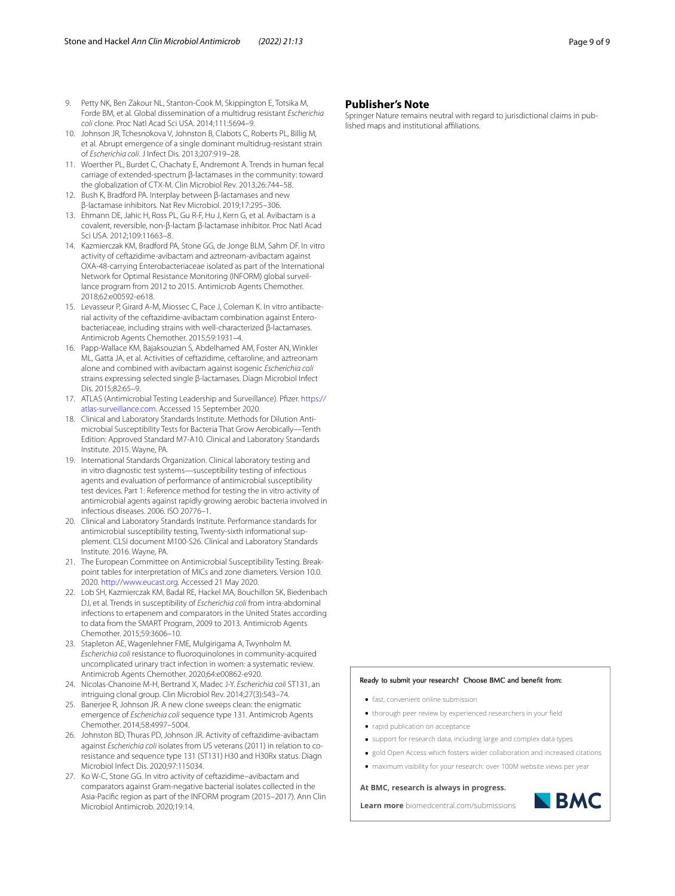9. Petty NK, Ben Zakour NL, Stanton-Cook M, Skippington E, Totsika M, Forde BM, et al. Global dissemination of a multidrug resistant *Escherichia coli* clone. Proc Natl Acad Sci USA. 2014;111:5694–9.
10. Johnson JR, Tchesnokova V, Johnston B, Clabots C, Roberts PL, Billig M, et al. Abrupt emergence of a single dominant multidrug-resistant strain of *Escherichia coli*. J Infect Dis. 2013;207:919–28.
11. Woerther PL, Burdet C, Chachaty E, Andremont A. Trends in human fecal carriage of extended-spectrum β-lactamases in the community: toward the globalization of CTX-M. Clin Microbiol Rev. 2013;26:744–58.
12. Bush K, Bradford PA. Interplay between β-lactamases and new β-lactamase inhibitors. Nat Rev Microbiol. 2019;17:295–306.
13. Ehmann DE, Jahic H, Ross PL, Gu R-F, Hu J, Kern G, et al. Avibactam is a covalent, reversible, non-β-lactam β-lactamase inhibitor. Proc Natl Acad Sci USA. 2012;109:11663–8.
14. Kazmierczak KM, Bradford PA, Stone GG, de Jonge BLM, Sahm DF. In vitro activity of ceftazidime-avibactam and aztreonam-avibactam against OXA-48-carrying Enterobacteriaceae isolated as part of the International Network for Optimal Resistance Monitoring (INFORM) global surveillance program from 2012 to 2015. Antimicrob Agents Chemother. 2018;62:e00592-e618.
15. Levasseur P, Girard A-M, Miossec C, Pace J, Coleman K. In vitro antibacterial activity of the ceftazidime-avibactam combination against Enterobacteriaceae, including strains with well-characterized β-lactamases. Antimicrob Agents Chemother. 2015;59:1931–4.
16. Papp-Wallace KM, Bajaksouzian S, Abdelhamed AM, Foster AN, Winkler ML, Gatta JA, et al. Activities of ceftazidime, ceftaroline, and aztreonam alone and combined with avibactam against isogenic *Escherichia coli* strains expressing selected single β-lactamases. Diagn Microbiol Infect Dis. 2015;82:65–9.
17. ATLAS (Antimicrobial Testing Leadership and Surveillance). Pfizer. https://atlas-surveillance.com. Accessed 15 September 2020.
18. Clinical and Laboratory Standards Institute. Methods for Dilution Antimicrobial Susceptibility Tests for Bacteria That Grow Aerobically—Tenth Edition: Approved Standard M7-A10. Clinical and Laboratory Standards Institute. 2015. Wayne, PA.
19. International Standards Organization. Clinical laboratory testing and in vitro diagnostic test systems—susceptibility testing of infectious agents and evaluation of performance of antimicrobial susceptibility test devices. Part 1: Reference method for testing the in vitro activity of antimicrobial agents against rapidly growing aerobic bacteria involved in infectious diseases. 2006. ISO 20776–1.
20. Clinical and Laboratory Standards Institute. Performance standards for antimicrobial susceptibility testing, Twenty-sixth informational supplement. CLSI document M100-S26. Clinical and Laboratory Standards Institute. 2016. Wayne, PA.
21. The European Committee on Antimicrobial Susceptibility Testing. Breakpoint tables for interpretation of MICs and zone diameters. Version 10.0. 2020. http://www.eucast.org. Accessed 21 May 2020.
22. Lob SH, Kazmierczak KM, Badal RE, Hackel MA, Bouchillon SK, Biedenbach DJ, et al. Trends in susceptibility of *Escherichia coli* from intra-abdominal infections to ertapenem and comparators in the United States according to data from the SMART Program, 2009 to 2013. Antimicrob Agents Chemother. 2015;59:3606–10.
23. Stapleton AE, Wagenlehner FME, Mulgirigama A, Twynholm M. *Escherichia coli* resistance to fluoroquinolones in community-acquired uncomplicated urinary tract infection in women: a systematic review. Antimicrob Agents Chemother. 2020;64:e00862-e920.
24. Nicolas-Chanoine M-H, Bertrand X, Madec J-Y. *Escherichia coli* ST131, an intriguing clonal group. Clin Microbiol Rev. 2014;27(3):543–74.
25. Banerjee R, Johnson JR. A new clone sweeps clean: the enigmatic emergence of *Escherichia coli* sequence type 131. Antimicrob Agents Chemother. 2014;58:4997–5004.
26. Johnston BD, Thuras PD, Johnson JR. Activity of ceftazidime-avibactam against *Escherichia coli* isolates from US veterans (2011) in relation to co-resistance and sequence type 131 (ST131) H30 and H30Rx status. Diagn Microbiol Infect Dis. 2020;97:115034.
27. Ko W-C, Stone GG. In vitro activity of ceftazidime–avibactam and comparators against Gram-negative bacterial isolates collected in the Asia-Pacific region as part of the INFORM program (2015–2017). Ann Clin Microbiol Antimicrob. 2020;19:14.

## Publisher's Note

Springer Nature remains neutral with regard to jurisdictional claims in published maps and institutional affiliations.

Ready to submit your research? Choose BMC and benefit from:

- fast, convenient online submission
- thorough peer review by experienced researchers in your field
- rapid publication on acceptance
- support for research data, including large and complex data types
- gold Open Access which fosters wider collaboration and increased citations
- maximum visibility for your research: over 100M website views per year

**At BMC, research is always in progress.**

**Learn more** biomedcentral.com/submissions

BMC